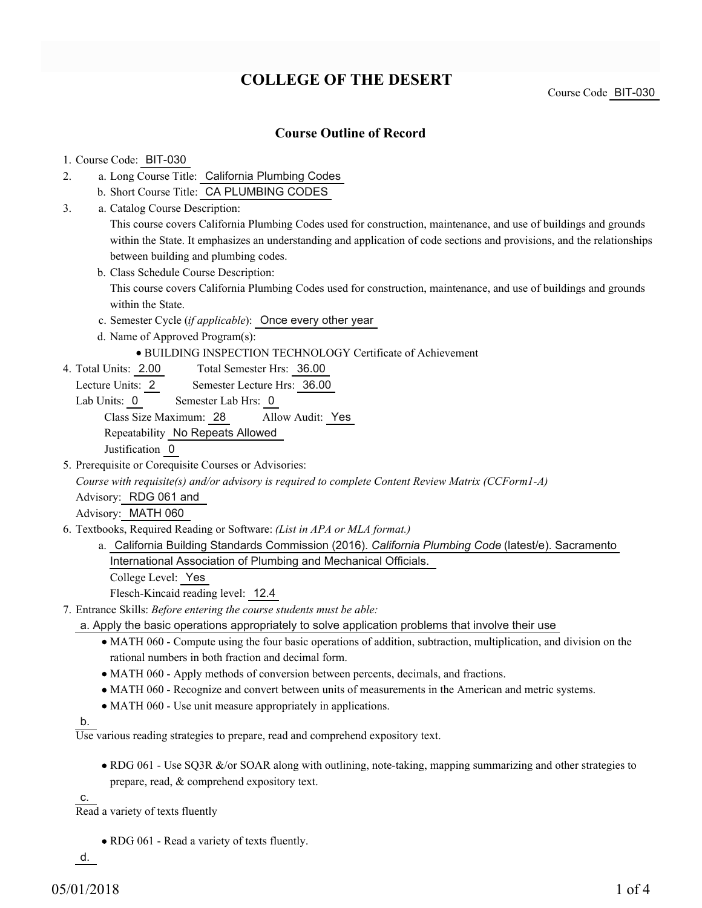# COLLEGE OF THE DESERT

Course Code BIT-030

## Course Outline of Record

1. Course Code: BIT-030
2. a. Long Course Title: California Plumbing Codes
   b. Short Course Title: CA PLUMBING CODES
3. a. Catalog Course Description:
   This course covers California Plumbing Codes used for construction, maintenance, and use of buildings and grounds within the State. It emphasizes an understanding and application of code sections and provisions, and the relationships between building and plumbing codes.
   b. Class Schedule Course Description:
   This course covers California Plumbing Codes used for construction, maintenance, and use of buildings and grounds within the State.
   c. Semester Cycle (*if applicable*): Once every other year
   d. Name of Approved Program(s):
      - BUILDING INSPECTION TECHNOLOGY Certificate of Achievement
4. Total Units: 2.00 Total Semester Hrs: 36.00
   Lecture Units: 2 Semester Lecture Hrs: 36.00
   Lab Units: 0 Semester Lab Hrs: 0
   Class Size Maximum: 28 Allow Audit: Yes
   Repeatability No Repeats Allowed
   Justification 0
5. Prerequisite or Corequisite Courses or Advisories:
   *Course with requisite(s) and/or advisory is required to complete Content Review Matrix (CCForm1-A)*
   Advisory: RDG 061 and
   Advisory: MATH 060
6. Textbooks, Required Reading or Software: *(List in APA or MLA format.)*
   a. California Building Standards Commission (2016). *California Plumbing Code* (latest/e). Sacramento International Association of Plumbing and Mechanical Officials.
      College Level: Yes
      Flesch-Kincaid reading level: 12.4
7. Entrance Skills: *Before entering the course students must be able:*
   a. Apply the basic operations appropriately to solve application problems that involve their use
      - MATH 060 - Compute using the four basic operations of addition, subtraction, multiplication, and division on the rational numbers in both fraction and decimal form.
      - MATH 060 - Apply methods of conversion between percents, decimals, and fractions.
      - MATH 060 - Recognize and convert between units of measurements in the American and metric systems.
      - MATH 060 - Use unit measure appropriately in applications.

   b. Use various reading strategies to prepare, read and comprehend expository text.
      - RDG 061 - Use SQ3R &/or SOAR along with outlining, note-taking, mapping summarizing and other strategies to prepare, read, & comprehend expository text.

   c. Read a variety of texts fluently
      - RDG 061 - Read a variety of texts fluently.

   d.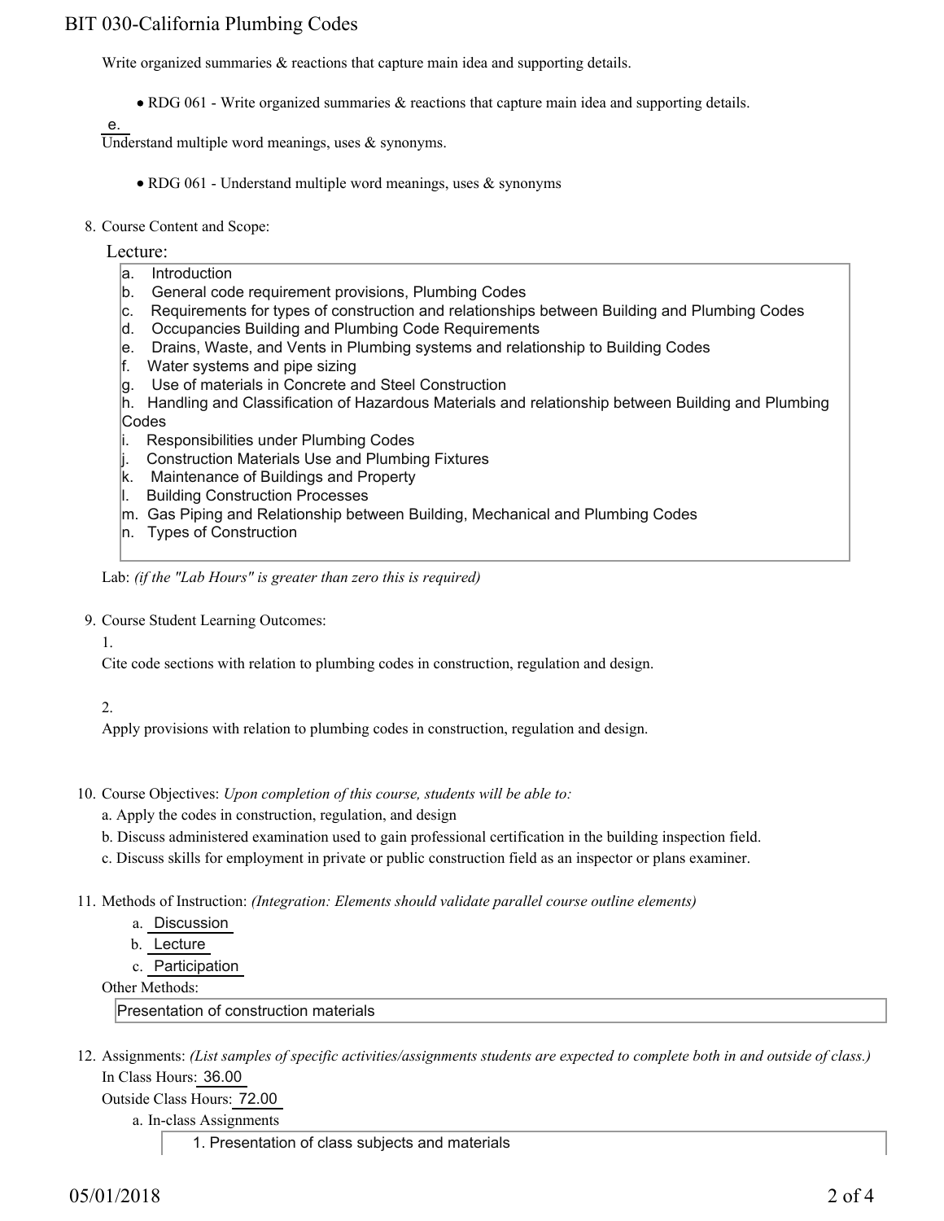Write organized summaries & reactions that capture main idea and supporting details.

- RDG 061 - Write organized summaries & reactions that capture main idea and supporting details.

e.
Understand multiple word meanings, uses & synonyms.

- RDG 061 - Understand multiple word meanings, uses & synonyms

8. Course Content and Scope:

Lecture:

a. Introduction
b. General code requirement provisions, Plumbing Codes
c. Requirements for types of construction and relationships between Building and Plumbing Codes
d. Occupancies Building and Plumbing Code Requirements
e. Drains, Waste, and Vents in Plumbing systems and relationship to Building Codes
f. Water systems and pipe sizing
g. Use of materials in Concrete and Steel Construction
h. Handling and Classification of Hazardous Materials and relationship between Building and Plumbing Codes
i. Responsibilities under Plumbing Codes
j. Construction Materials Use and Plumbing Fixtures
k. Maintenance of Buildings and Property
l. Building Construction Processes
m. Gas Piping and Relationship between Building, Mechanical and Plumbing Codes
n. Types of Construction

Lab: *(if the "Lab Hours" is greater than zero this is required)*

9. Course Student Learning Outcomes:

1.
Cite code sections with relation to plumbing codes in construction, regulation and design.

2.
Apply provisions with relation to plumbing codes in construction, regulation and design.

10. Course Objectives: *Upon completion of this course, students will be able to:*

a. Apply the codes in construction, regulation, and design
b. Discuss administered examination used to gain professional certification in the building inspection field.
c. Discuss skills for employment in private or public construction field as an inspector or plans examiner.

11. Methods of Instruction: *(Integration: Elements should validate parallel course outline elements)*

a. Discussion
b. Lecture
c. Participation

Other Methods:

Presentation of construction materials

12. Assignments: *(List samples of specific activities/assignments students are expected to complete both in and outside of class.)*

In Class Hours: 36.00

Outside Class Hours: 72.00

a. In-class Assignments

1. Presentation of class subjects and materials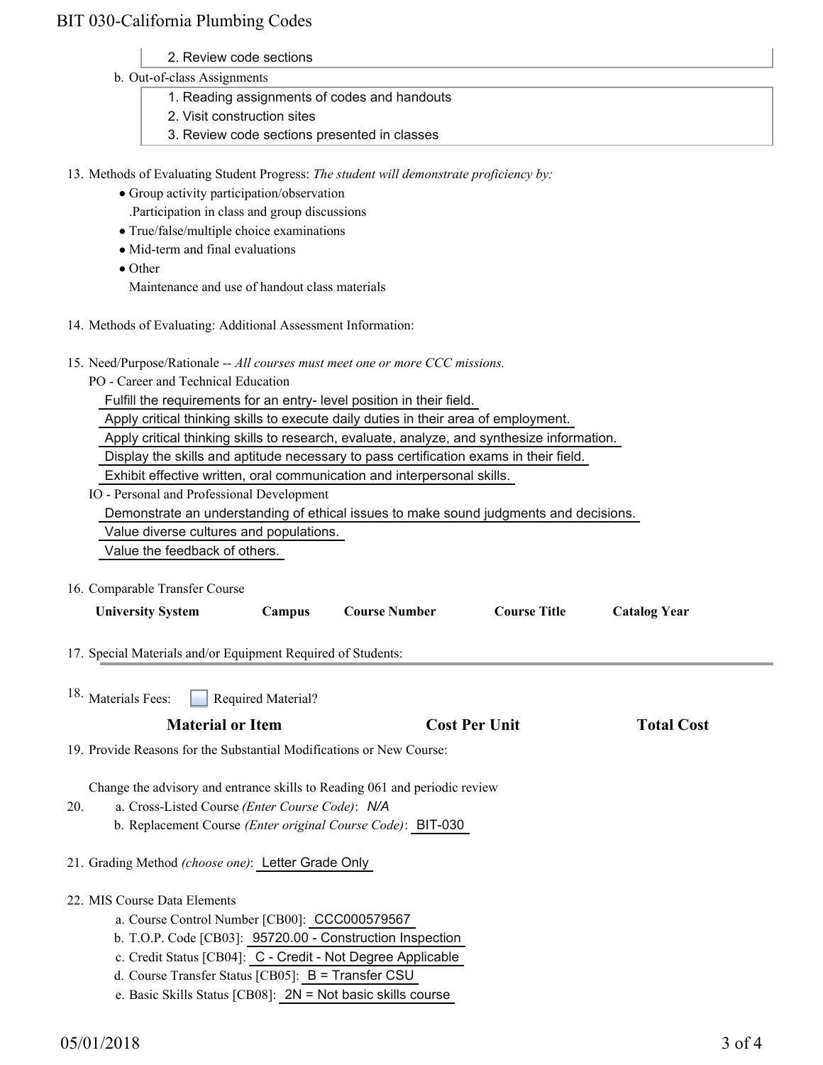2. Review code sections

b. Out-of-class Assignments

1. Reading assignments of codes and handouts
2. Visit construction sites
3. Review code sections presented in classes

13. Methods of Evaluating Student Progress: *The student will demonstrate proficiency by:*
    - Group activity participation/observation
      .Participation in class and group discussions
    - True/false/multiple choice examinations
    - Mid-term and final evaluations
    - Other
      Maintenance and use of handout class materials

14. Methods of Evaluating: Additional Assessment Information:

15. Need/Purpose/Rationale -- *All courses must meet one or more CCC missions.*

    PO - Career and Technical Education

    Fulfill the requirements for an entry- level position in their field.

    Apply critical thinking skills to execute daily duties in their area of employment.

    Apply critical thinking skills to research, evaluate, analyze, and synthesize information.

    Display the skills and aptitude necessary to pass certification exams in their field.

    Exhibit effective written, oral communication and interpersonal skills.

    IO - Personal and Professional Development

    Demonstrate an understanding of ethical issues to make sound judgments and decisions.

    Value diverse cultures and populations.

    Value the feedback of others.

16. Comparable Transfer Course

| University System | Campus | Course Number | Course Title | Catalog Year |
|---|---|---|---|---|

17. Special Materials and/or Equipment Required of Students:

18. Materials Fees: ☐ Required Material?

| Material or Item | Cost Per Unit | Total Cost |
|---|---|---|

19. Provide Reasons for the Substantial Modifications or New Course:

    Change the advisory and entrance skills to Reading 061 and periodic review

20. a. Cross-Listed Course *(Enter Course Code)*: *N/A*

    b. Replacement Course *(Enter original Course Code)*: BIT-030

21. Grading Method *(choose one)*: Letter Grade Only

22. MIS Course Data Elements

    a. Course Control Number [CB00]: CCC000579567

    b. T.O.P. Code [CB03]: 95720.00 - Construction Inspection

    c. Credit Status [CB04]: C - Credit - Not Degree Applicable

    d. Course Transfer Status [CB05]: B = Transfer CSU

    e. Basic Skills Status [CB08]: 2N = Not basic skills course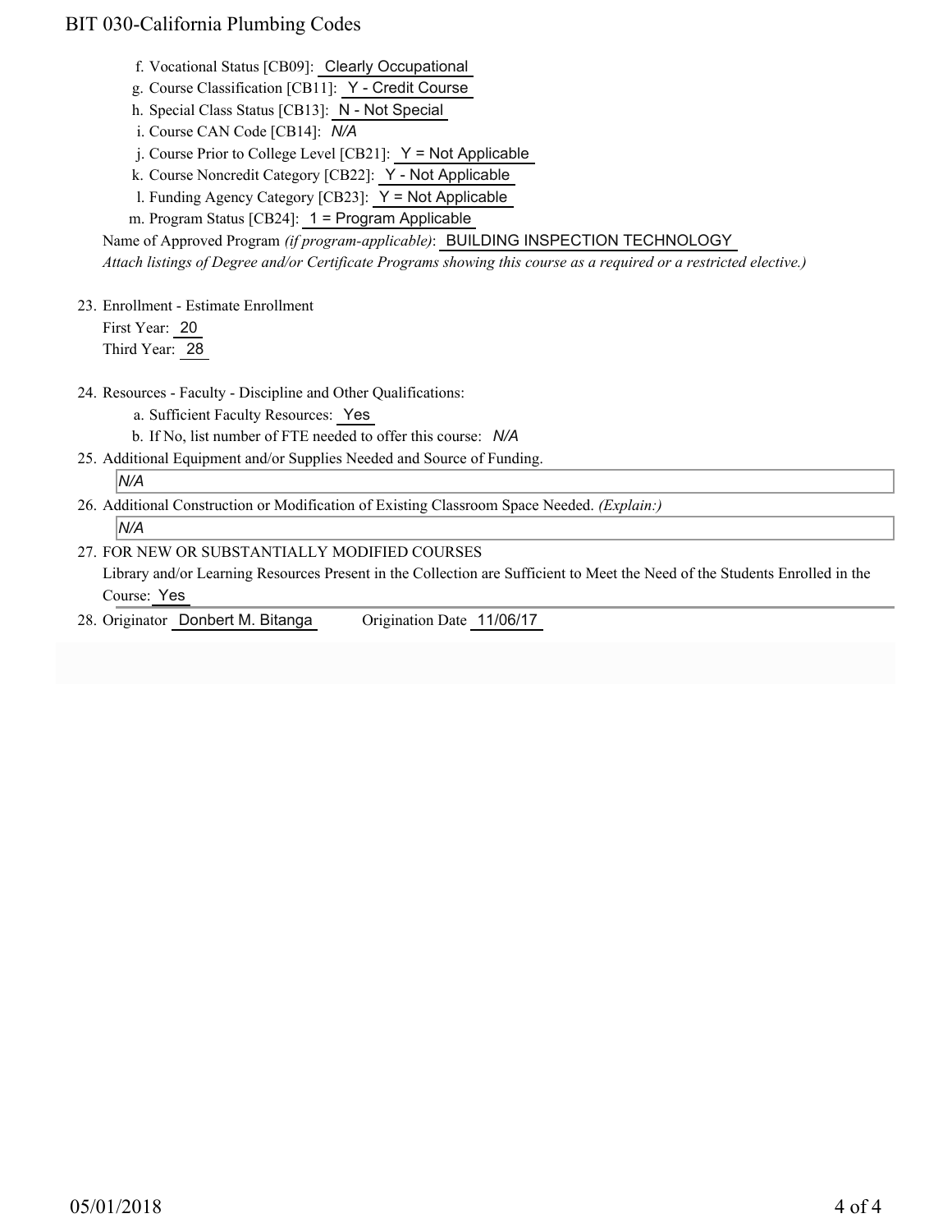f. Vocational Status [CB09]: Clearly Occupational

g. Course Classification [CB11]: Y - Credit Course

h. Special Class Status [CB13]: N - Not Special

i. Course CAN Code [CB14]: *N/A*

j. Course Prior to College Level [CB21]: Y = Not Applicable

k. Course Noncredit Category [CB22]: Y - Not Applicable

l. Funding Agency Category [CB23]: Y = Not Applicable

m. Program Status [CB24]: 1 = Program Applicable

Name of Approved Program *(if program-applicable)*: BUILDING INSPECTION TECHNOLOGY

*Attach listings of Degree and/or Certificate Programs showing this course as a required or a restricted elective.)*

23. Enrollment - Estimate Enrollment

    First Year: 20

    Third Year: 28

24. Resources - Faculty - Discipline and Other Qualifications:

    a. Sufficient Faculty Resources: Yes

    b. If No, list number of FTE needed to offer this course: *N/A*

25. Additional Equipment and/or Supplies Needed and Source of Funding.

    *N/A*

26. Additional Construction or Modification of Existing Classroom Space Needed. *(Explain:)*

    *N/A*

27. FOR NEW OR SUBSTANTIALLY MODIFIED COURSES

    Library and/or Learning Resources Present in the Collection are Sufficient to Meet the Need of the Students Enrolled in the Course: Yes

28. Originator Donbert M. Bitanga Origination Date 11/06/17